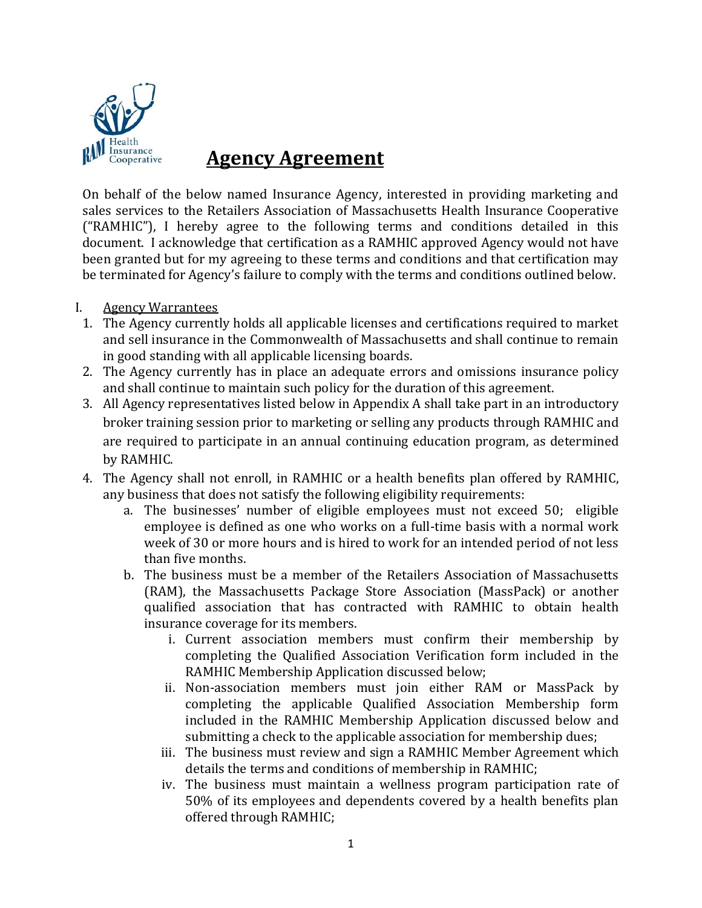# Agency Agreement

On behalf of the below named Insurance Agency, interested in providing marketing and sales services to the Retailers Association of Massachusetts Health Insurance Cooperative ("RAMHIC"), I hereby agree to the following terms and conditions detailed in this document. I acknowledge that certification as a RAMHIC approved Agency would not have been granted but for my agreeing to these terms and conditions and that certification may be terminated for Agency's failure to comply with the terms and conditions outlined below.

I. Agency Warrantees

1. The Agency currently holds all applicable licenses and certifications required to market and sell insurance in the Commonwealth of Massachusetts and shall continue to remain in good standing with all applicable licensing boards.
2. The Agency currently has in place an adequate errors and omissions insurance policy and shall continue to maintain such policy for the duration of this agreement.
3. All Agency representatives listed below in Appendix A shall take part in an introductory broker training session prior to marketing or selling any products through RAMHIC and are required to participate in an annual continuing education program, as determined by RAMHIC.
4. The Agency shall not enroll, in RAMHIC or a health benefits plan offered by RAMHIC, any business that does not satisfy the following eligibility requirements:
   a. The businesses' number of eligible employees must not exceed 50; eligible employee is defined as one who works on a full-time basis with a normal work week of 30 or more hours and is hired to work for an intended period of not less than five months.
   b. The business must be a member of the Retailers Association of Massachusetts (RAM), the Massachusetts Package Store Association (MassPack) or another qualified association that has contracted with RAMHIC to obtain health insurance coverage for its members.
      i. Current association members must confirm their membership by completing the Qualified Association Verification form included in the RAMHIC Membership Application discussed below;
      ii. Non-association members must join either RAM or MassPack by completing the applicable Qualified Association Membership form included in the RAMHIC Membership Application discussed below and submitting a check to the applicable association for membership dues;
      iii. The business must review and sign a RAMHIC Member Agreement which details the terms and conditions of membership in RAMHIC;
      iv. The business must maintain a wellness program participation rate of 50% of its employees and dependents covered by a health benefits plan offered through RAMHIC;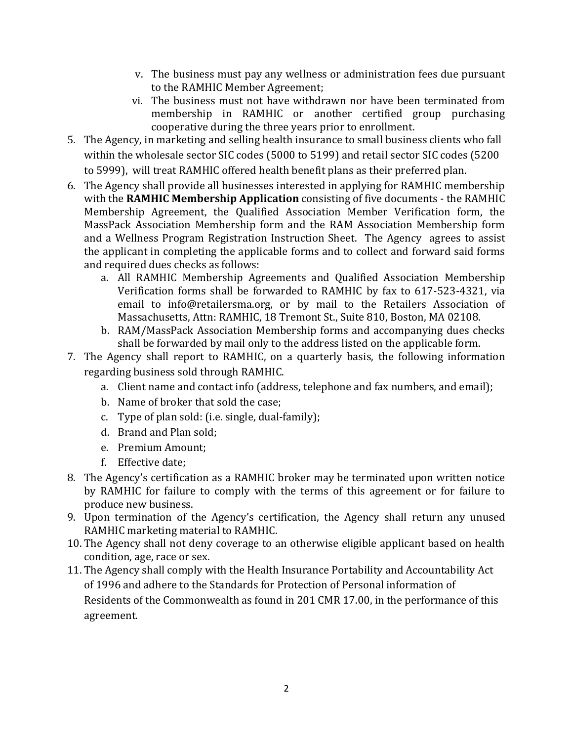v. The business must pay any wellness or administration fees due pursuant to the RAMHIC Member Agreement;

vi. The business must not have withdrawn nor have been terminated from membership in RAMHIC or another certified group purchasing cooperative during the three years prior to enrollment.

5. The Agency, in marketing and selling health insurance to small business clients who fall within the wholesale sector SIC codes (5000 to 5199) and retail sector SIC codes (5200 to 5999), will treat RAMHIC offered health benefit plans as their preferred plan.
6. The Agency shall provide all businesses interested in applying for RAMHIC membership with the **RAMHIC Membership Application** consisting of five documents - the RAMHIC Membership Agreement, the Qualified Association Member Verification form, the MassPack Association Membership form and the RAM Association Membership form and a Wellness Program Registration Instruction Sheet. The Agency agrees to assist the applicant in completing the applicable forms and to collect and forward said forms and required dues checks as follows:
   a. All RAMHIC Membership Agreements and Qualified Association Membership Verification forms shall be forwarded to RAMHIC by fax to 617-523-4321, via email to info@retailersma.org, or by mail to the Retailers Association of Massachusetts, Attn: RAMHIC, 18 Tremont St., Suite 810, Boston, MA 02108.
   b. RAM/MassPack Association Membership forms and accompanying dues checks shall be forwarded by mail only to the address listed on the applicable form.
7. The Agency shall report to RAMHIC, on a quarterly basis, the following information regarding business sold through RAMHIC.
   a. Client name and contact info (address, telephone and fax numbers, and email);
   b. Name of broker that sold the case;
   c. Type of plan sold: (i.e. single, dual-family);
   d. Brand and Plan sold;
   e. Premium Amount;
   f. Effective date;
8. The Agency's certification as a RAMHIC broker may be terminated upon written notice by RAMHIC for failure to comply with the terms of this agreement or for failure to produce new business.
9. Upon termination of the Agency's certification, the Agency shall return any unused RAMHIC marketing material to RAMHIC.
10. The Agency shall not deny coverage to an otherwise eligible applicant based on health condition, age, race or sex.
11. The Agency shall comply with the Health Insurance Portability and Accountability Act of 1996 and adhere to the Standards for Protection of Personal information of Residents of the Commonwealth as found in 201 CMR 17.00, in the performance of this agreement.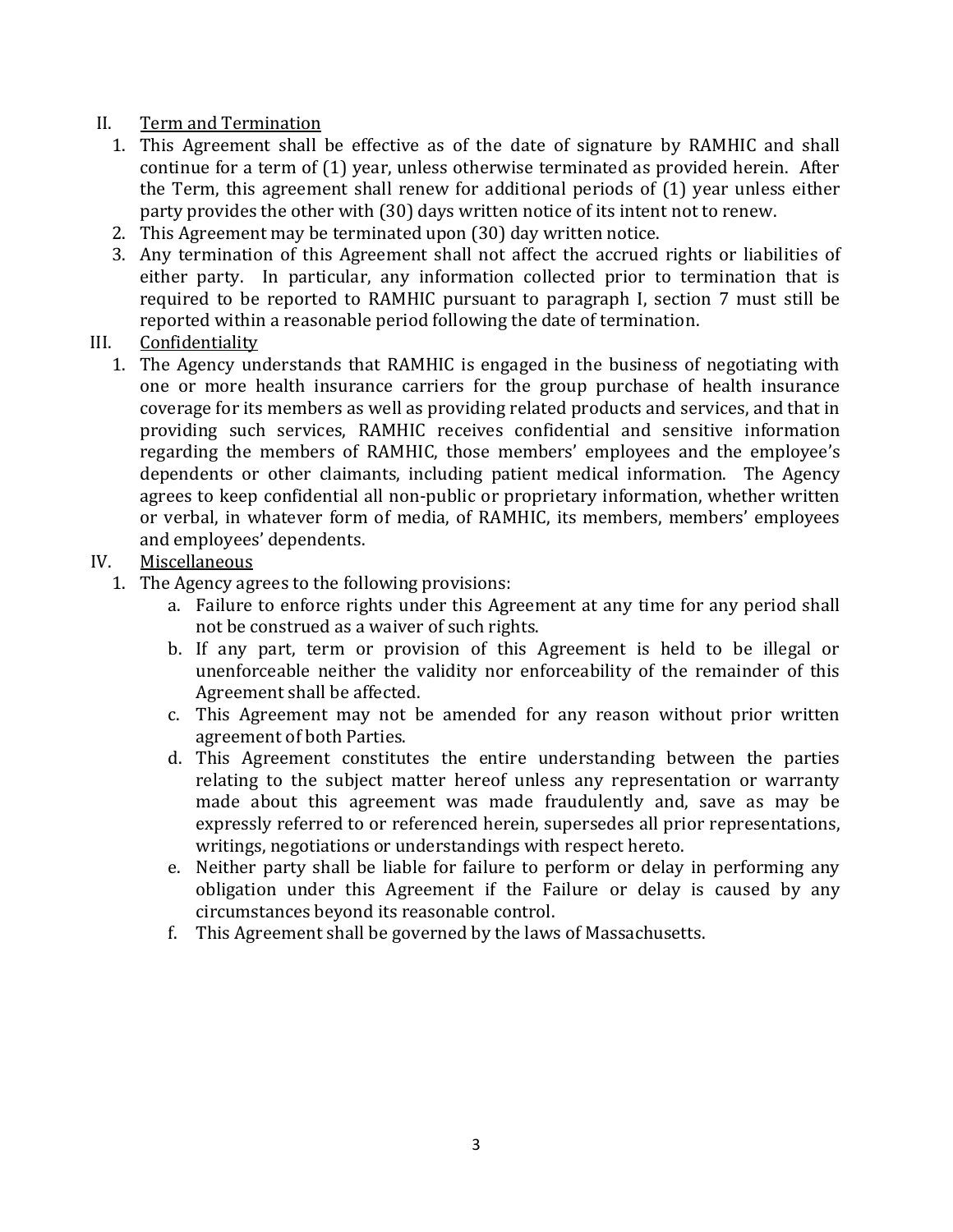## II. Term and Termination

1. This Agreement shall be effective as of the date of signature by RAMHIC and shall continue for a term of (1) year, unless otherwise terminated as provided herein. After the Term, this agreement shall renew for additional periods of (1) year unless either party provides the other with (30) days written notice of its intent not to renew.
2. This Agreement may be terminated upon (30) day written notice.
3. Any termination of this Agreement shall not affect the accrued rights or liabilities of either party. In particular, any information collected prior to termination that is required to be reported to RAMHIC pursuant to paragraph I, section 7 must still be reported within a reasonable period following the date of termination.

## III. Confidentiality

1. The Agency understands that RAMHIC is engaged in the business of negotiating with one or more health insurance carriers for the group purchase of health insurance coverage for its members as well as providing related products and services, and that in providing such services, RAMHIC receives confidential and sensitive information regarding the members of RAMHIC, those members' employees and the employee's dependents or other claimants, including patient medical information. The Agency agrees to keep confidential all non-public or proprietary information, whether written or verbal, in whatever form of media, of RAMHIC, its members, members' employees and employees' dependents.

## IV. Miscellaneous

1. The Agency agrees to the following provisions:
   a. Failure to enforce rights under this Agreement at any time for any period shall not be construed as a waiver of such rights.
   b. If any part, term or provision of this Agreement is held to be illegal or unenforceable neither the validity nor enforceability of the remainder of this Agreement shall be affected.
   c. This Agreement may not be amended for any reason without prior written agreement of both Parties.
   d. This Agreement constitutes the entire understanding between the parties relating to the subject matter hereof unless any representation or warranty made about this agreement was made fraudulently and, save as may be expressly referred to or referenced herein, supersedes all prior representations, writings, negotiations or understandings with respect hereto.
   e. Neither party shall be liable for failure to perform or delay in performing any obligation under this Agreement if the Failure or delay is caused by any circumstances beyond its reasonable control.
   f. This Agreement shall be governed by the laws of Massachusetts.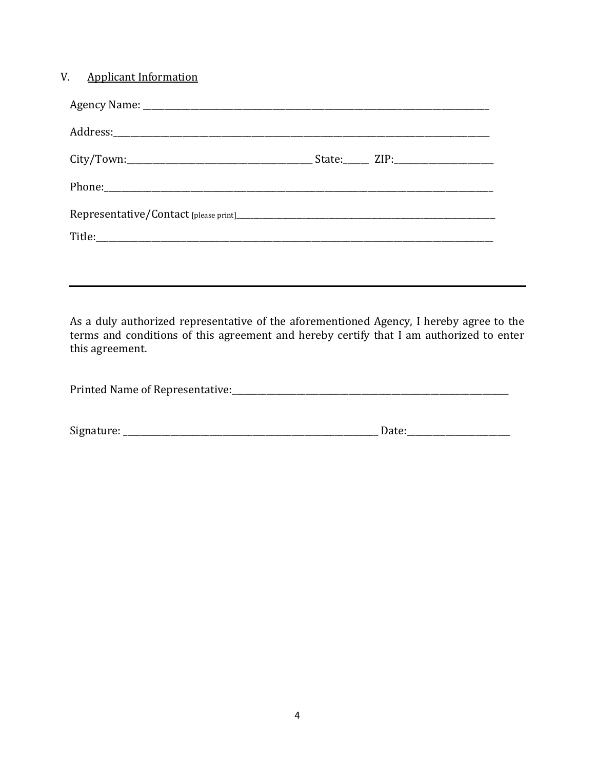## V. Applicant Information

Agency Name: ______________________________________________________________________________

Address:_________________________________________________________________________________

City/Town:_____________________________________ State:_____ ZIP:____________________

Phone:___________________________________________________________________________________

Representative/Contact [please print]________________________________________________________

Title:_____________________________________________________________________________________

---

As a duly authorized representative of the aforementioned Agency, I hereby agree to the terms and conditions of this agreement and hereby certify that I am authorized to enter this agreement.

Printed Name of Representative:_____________________________________________________

Signature: ___________________________________________________ Date:____________________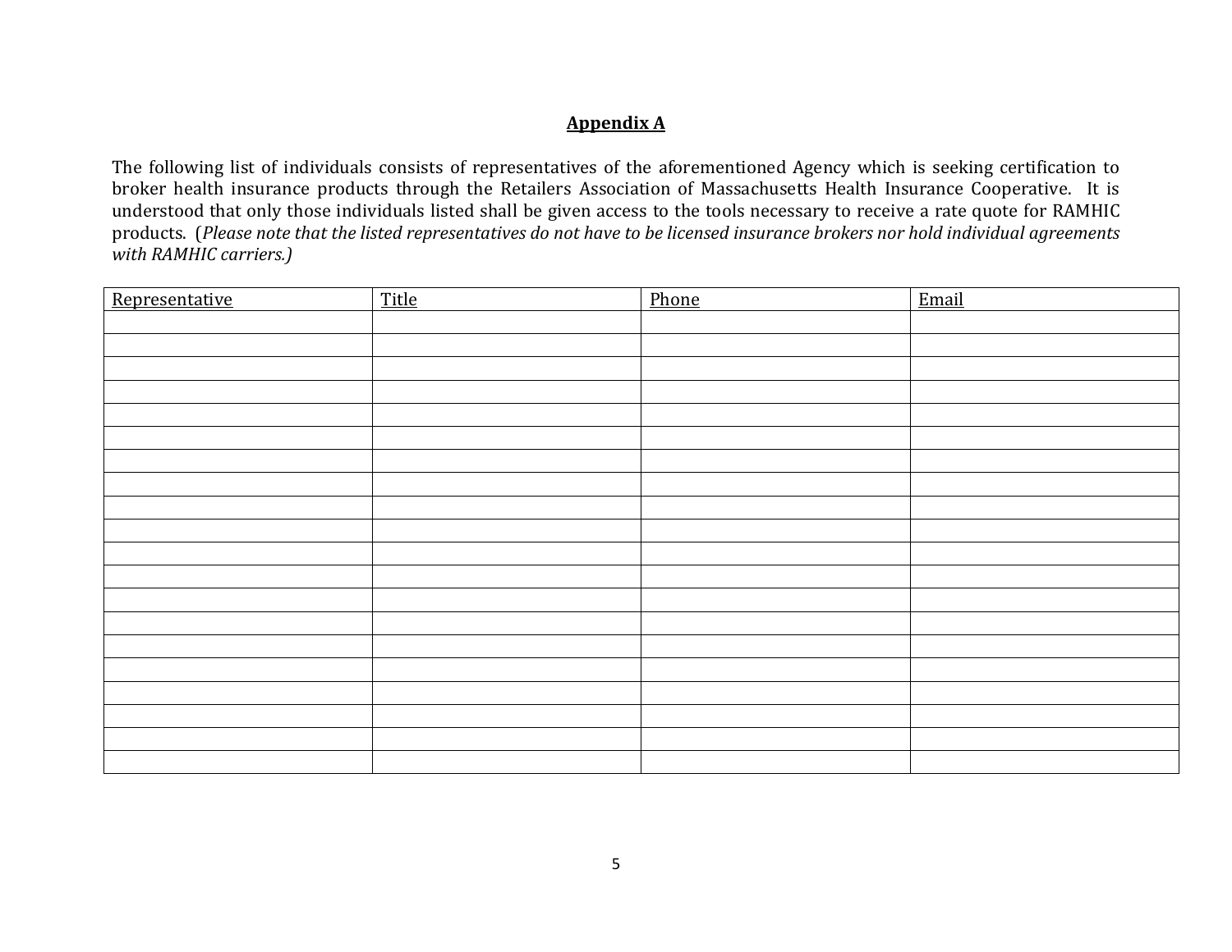**Appendix A**

The following list of individuals consists of representatives of the aforementioned Agency which is seeking certification to broker health insurance products through the Retailers Association of Massachusetts Health Insurance Cooperative. It is understood that only those individuals listed shall be given access to the tools necessary to receive a rate quote for RAMHIC products. (*Please note that the listed representatives do not have to be licensed insurance brokers nor hold individual agreements with RAMHIC carriers.)*

| Representative | Title | Phone | Email |
|---|---|---|---|
| | | | |
| | | | |
| | | | |
| | | | |
| | | | |
| | | | |
| | | | |
| | | | |
| | | | |
| | | | |
| | | | |
| | | | |
| | | | |
| | | | |
| | | | |
| | | | |
| | | | |
| | | | |
| | | | |
| | | | |